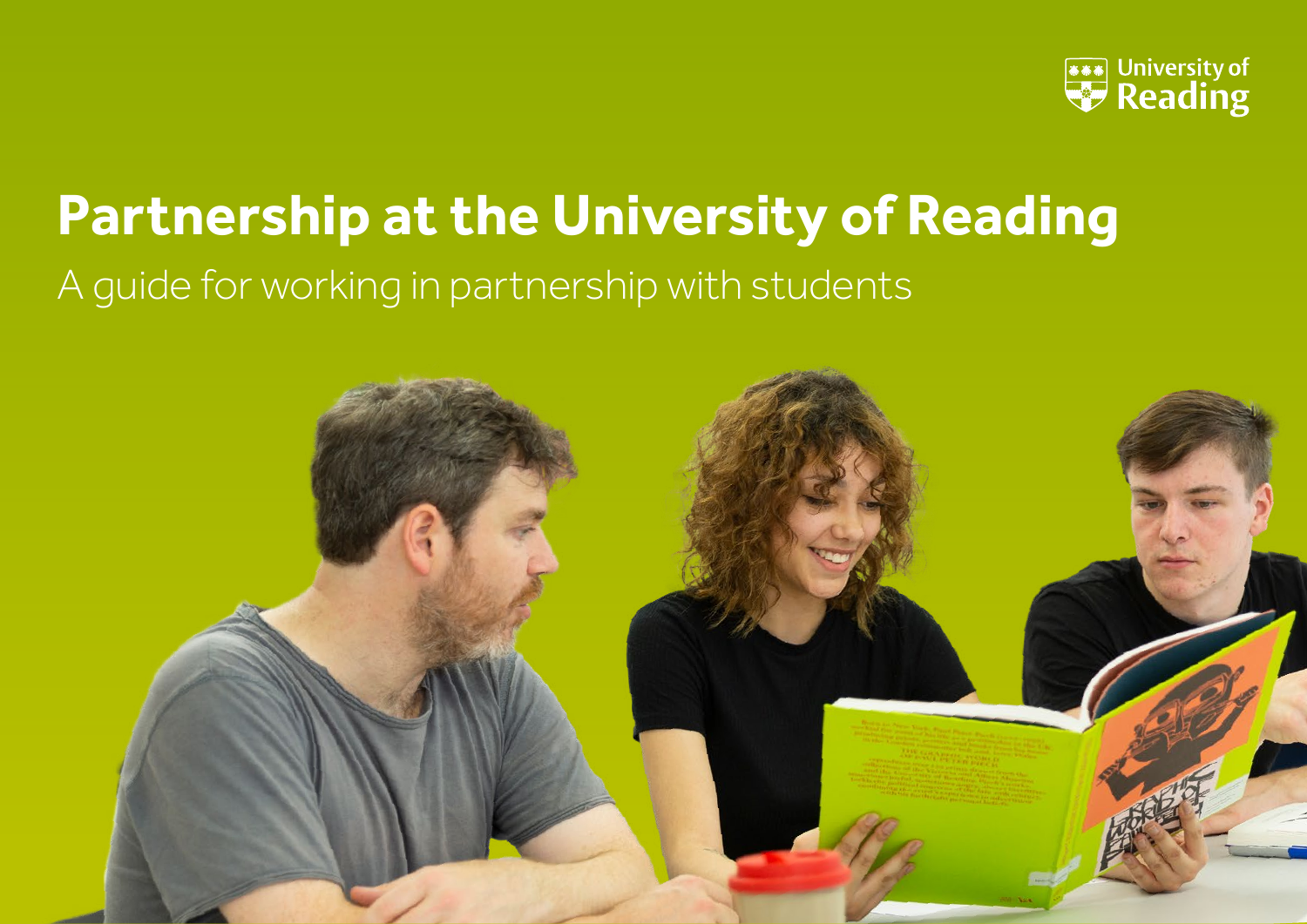University of Reading

# Partnership at the University of Reading

A guide for working in partnership with students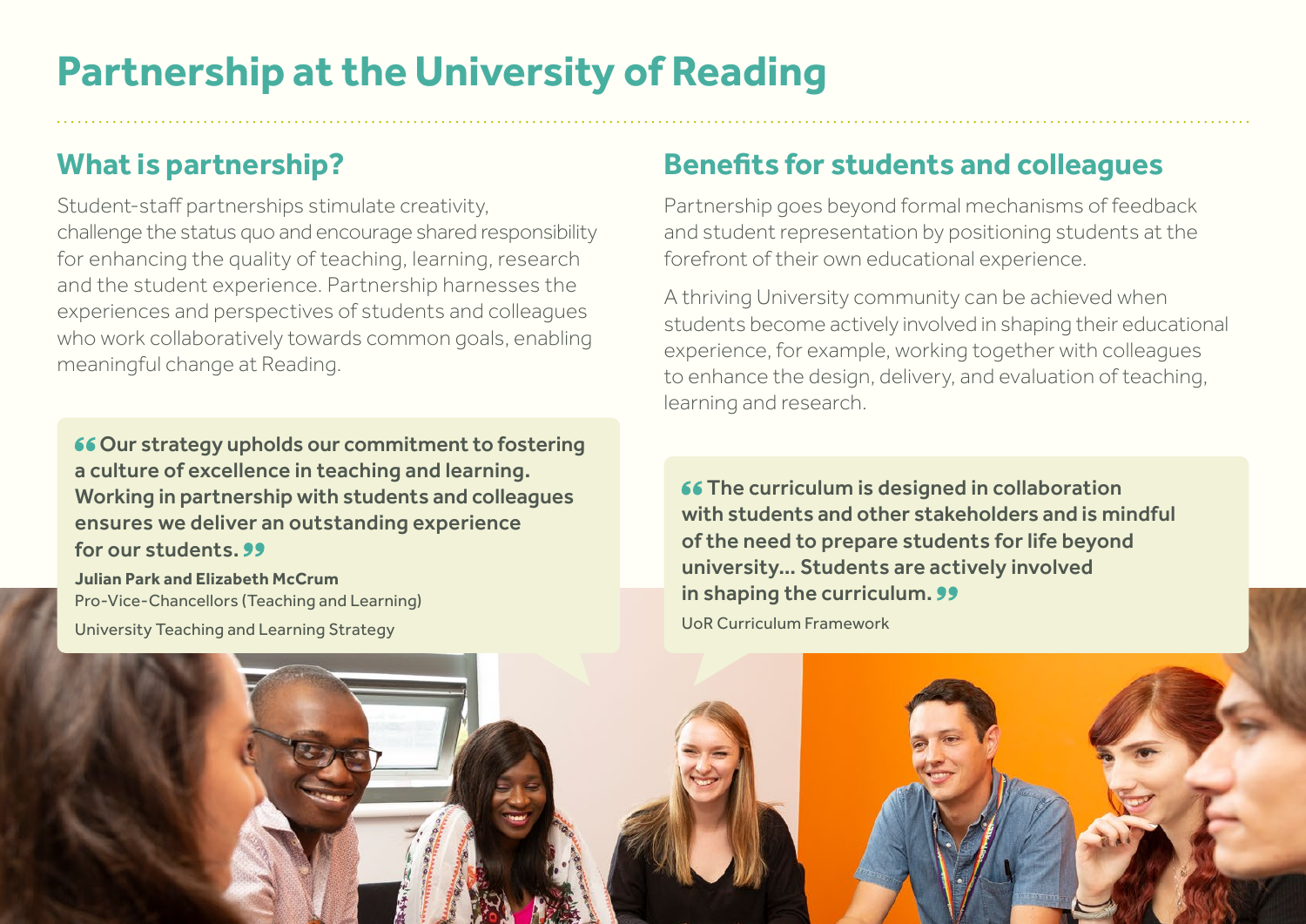# Partnership at the University of Reading

## What is partnership?

Student-staff partnerships stimulate creativity, challenge the status quo and encourage shared responsibility for enhancing the quality of teaching, learning, research and the student experience. Partnership harnesses the experiences and perspectives of students and colleagues who work collaboratively towards common goals, enabling meaningful change at Reading.

> **"Our strategy upholds our commitment to fostering a culture of excellence in teaching and learning. Working in partnership with students and colleagues ensures we deliver an outstanding experience for our students."**
>
> **Julian Park and Elizabeth McCrum**
> Pro-Vice-Chancellors (Teaching and Learning)
> University Teaching and Learning Strategy

## Benefits for students and colleagues

Partnership goes beyond formal mechanisms of feedback and student representation by positioning students at the forefront of their own educational experience.

A thriving University community can be achieved when students become actively involved in shaping their educational experience, for example, working together with colleagues to enhance the design, delivery, and evaluation of teaching, learning and research.

> **"The curriculum is designed in collaboration with students and other stakeholders and is mindful of the need to prepare students for life beyond university... Students are actively involved in shaping the curriculum."**
>
> UoR Curriculum Framework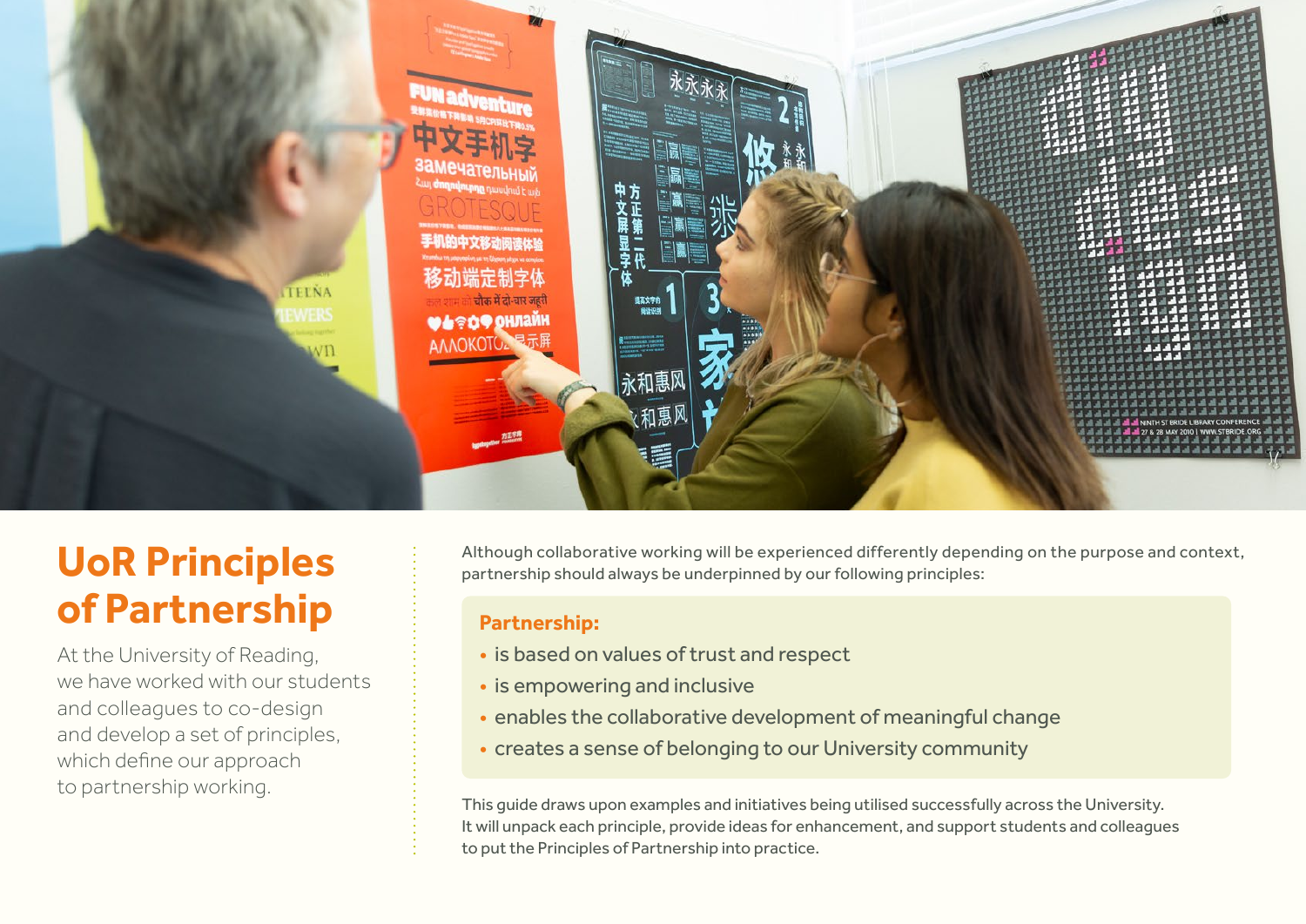# UoR Principles of Partnership

At the University of Reading, we have worked with our students and colleagues to co-design and develop a set of principles, which define our approach to partnership working.

Although collaborative working will be experienced differently depending on the purpose and context, partnership should always be underpinned by our following principles:

**Partnership:**

- is based on values of trust and respect
- is empowering and inclusive
- enables the collaborative development of meaningful change
- creates a sense of belonging to our University community

This guide draws upon examples and initiatives being utilised successfully across the University. It will unpack each principle, provide ideas for enhancement, and support students and colleagues to put the Principles of Partnership into practice.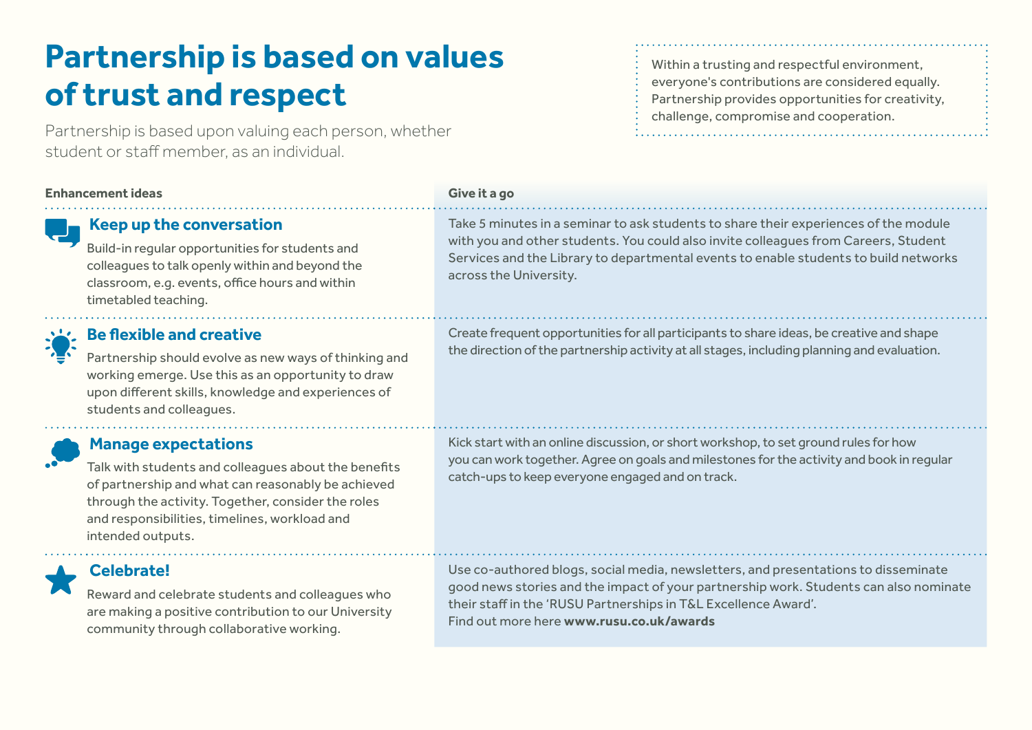# Partnership is based on values of trust and respect

Partnership is based upon valuing each person, whether student or staff member, as an individual.

Within a trusting and respectful environment, everyone's contributions are considered equally. Partnership provides opportunities for creativity, challenge, compromise and cooperation.

| Enhancement ideas | Give it a go |
|---|---|
| **Keep up the conversation**<br>Build-in regular opportunities for students and colleagues to talk openly within and beyond the classroom, e.g. events, office hours and within timetabled teaching. | Take 5 minutes in a seminar to ask students to share their experiences of the module with you and other students. You could also invite colleagues from Careers, Student Services and the Library to departmental events to enable students to build networks across the University. |
| **Be flexible and creative**<br>Partnership should evolve as new ways of thinking and working emerge. Use this as an opportunity to draw upon different skills, knowledge and experiences of students and colleagues. | Create frequent opportunities for all participants to share ideas, be creative and shape the direction of the partnership activity at all stages, including planning and evaluation. |
| **Manage expectations**<br>Talk with students and colleagues about the benefits of partnership and what can reasonably be achieved through the activity. Together, consider the roles and responsibilities, timelines, workload and intended outputs. | Kick start with an online discussion, or short workshop, to set ground rules for how you can work together. Agree on goals and milestones for the activity and book in regular catch-ups to keep everyone engaged and on track. |
| **Celebrate!**<br>Reward and celebrate students and colleagues who are making a positive contribution to our University community through collaborative working. | Use co-authored blogs, social media, newsletters, and presentations to disseminate good news stories and the impact of your partnership work. Students can also nominate their staff in the 'RUSU Partnerships in T&L Excellence Award'.<br>Find out more here **www.rusu.co.uk/awards** |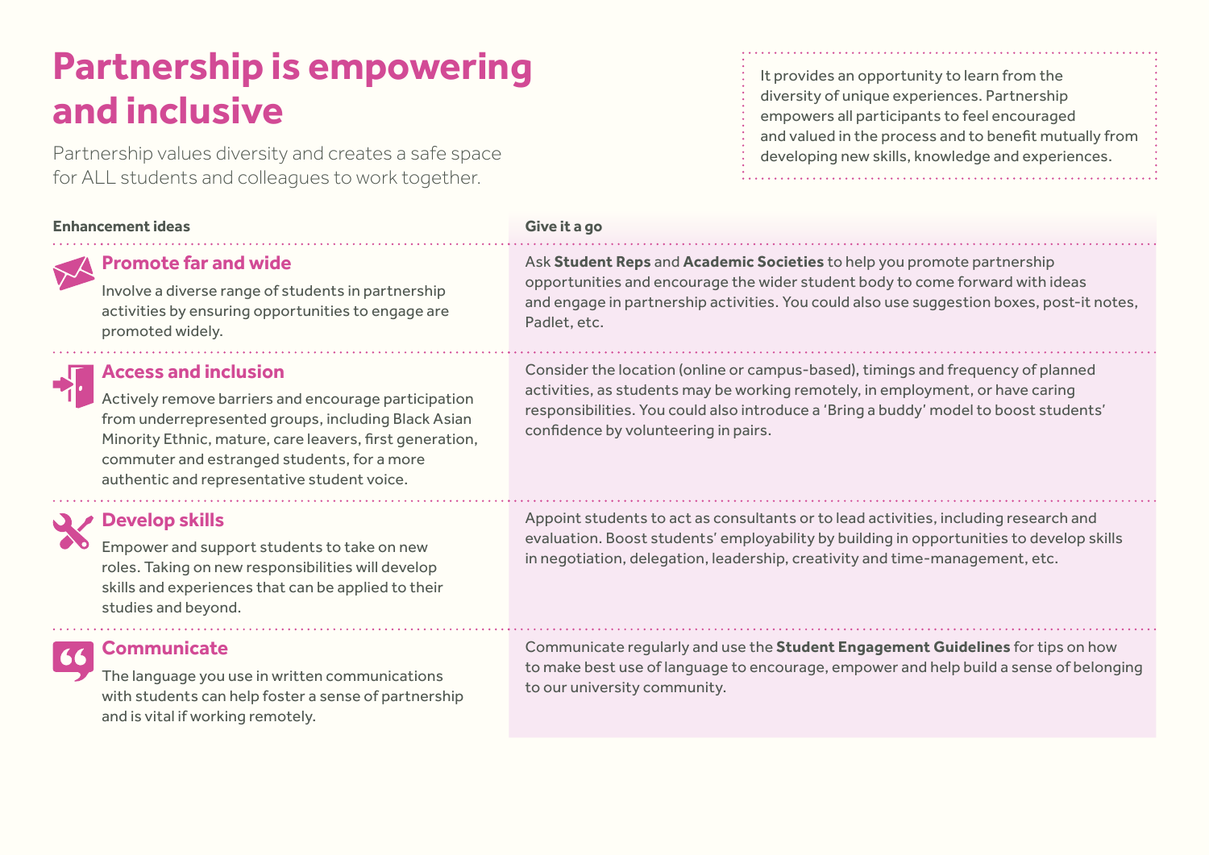# Partnership is empowering and inclusive

Partnership values diversity and creates a safe space for ALL students and colleagues to work together.

It provides an opportunity to learn from the diversity of unique experiences. Partnership empowers all participants to feel encouraged and valued in the process and to benefit mutually from developing new skills, knowledge and experiences.

| Enhancement ideas | Give it a go |
|---|---|
| **Promote far and wide**<br>Involve a diverse range of students in partnership activities by ensuring opportunities to engage are promoted widely. | Ask **Student Reps** and **Academic Societies** to help you promote partnership opportunities and encourage the wider student body to come forward with ideas and engage in partnership activities. You could also use suggestion boxes, post-it notes, Padlet, etc. |
| **Access and inclusion**<br>Actively remove barriers and encourage participation from underrepresented groups, including Black Asian Minority Ethnic, mature, care leavers, first generation, commuter and estranged students, for a more authentic and representative student voice. | Consider the location (online or campus-based), timings and frequency of planned activities, as students may be working remotely, in employment, or have caring responsibilities. You could also introduce a 'Bring a buddy' model to boost students' confidence by volunteering in pairs. |
| **Develop skills**<br>Empower and support students to take on new roles. Taking on new responsibilities will develop skills and experiences that can be applied to their studies and beyond. | Appoint students to act as consultants or to lead activities, including research and evaluation. Boost students' employability by building in opportunities to develop skills in negotiation, delegation, leadership, creativity and time-management, etc. |
| **Communicate**<br>The language you use in written communications with students can help foster a sense of partnership and is vital if working remotely. | Communicate regularly and use the **Student Engagement Guidelines** for tips on how to make best use of language to encourage, empower and help build a sense of belonging to our university community. |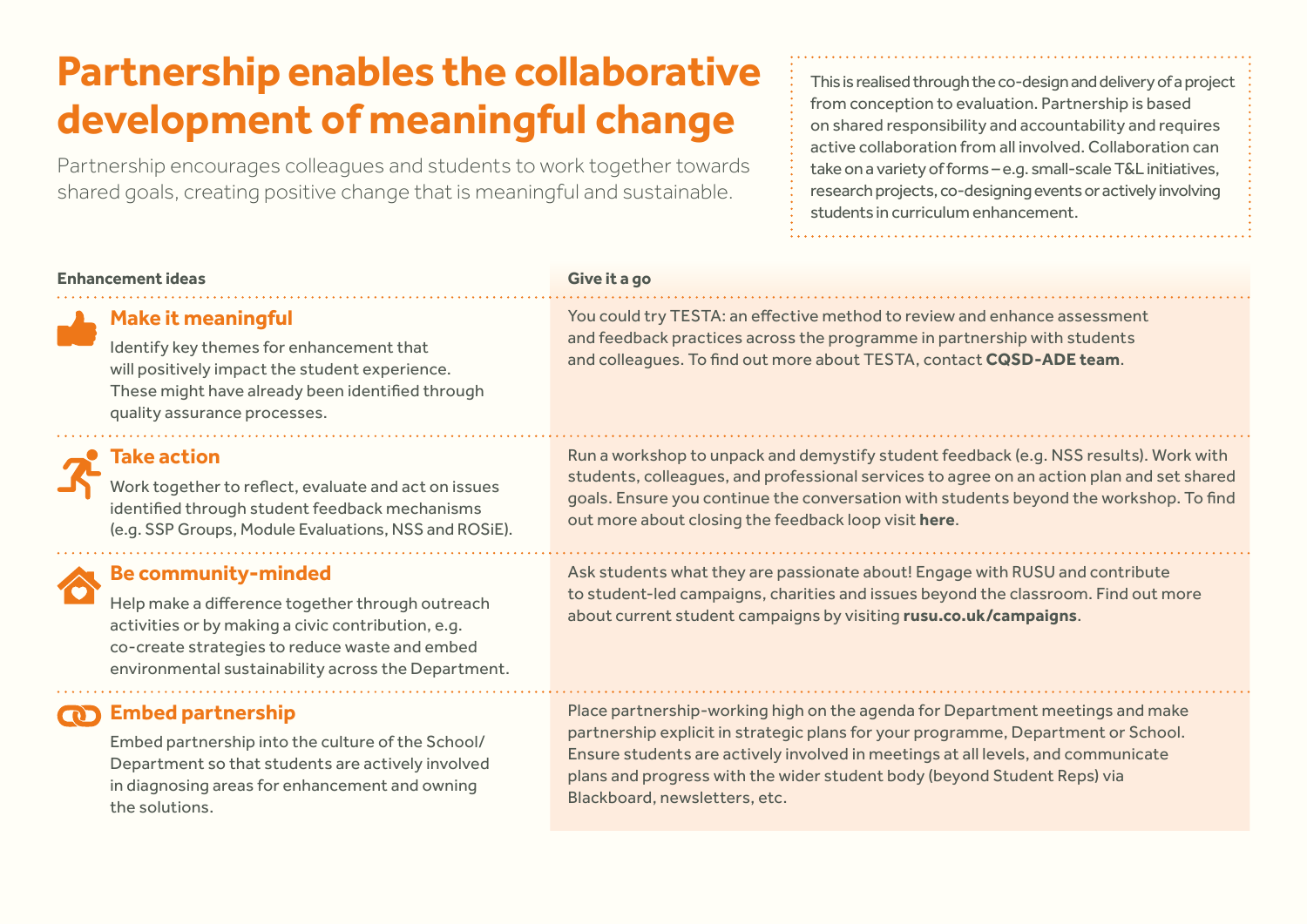# Partnership enables the collaborative development of meaningful change

Partnership encourages colleagues and students to work together towards shared goals, creating positive change that is meaningful and sustainable.

This is realised through the co-design and delivery of a project from conception to evaluation. Partnership is based on shared responsibility and accountability and requires active collaboration from all involved. Collaboration can take on a variety of forms – e.g. small-scale T&L initiatives, research projects, co-designing events or actively involving students in curriculum enhancement.

| Enhancement ideas | Give it a go |
|---|---|
| **Make it meaningful**<br>Identify key themes for enhancement that will positively impact the student experience. These might have already been identified through quality assurance processes. | You could try TESTA: an effective method to review and enhance assessment and feedback practices across the programme in partnership with students and colleagues. To find out more about TESTA, contact **CQSD-ADE team**. |
| **Take action**<br>Work together to reflect, evaluate and act on issues identified through student feedback mechanisms (e.g. SSP Groups, Module Evaluations, NSS and ROSiE). | Run a workshop to unpack and demystify student feedback (e.g. NSS results). Work with students, colleagues, and professional services to agree on an action plan and set shared goals. Ensure you continue the conversation with students beyond the workshop. To find out more about closing the feedback loop visit **here**. |
| **Be community-minded**<br>Help make a difference together through outreach activities or by making a civic contribution, e.g. co-create strategies to reduce waste and embed environmental sustainability across the Department. | Ask students what they are passionate about! Engage with RUSU and contribute to student-led campaigns, charities and issues beyond the classroom. Find out more about current student campaigns by visiting **rusu.co.uk/campaigns**. |
| **Embed partnership**<br>Embed partnership into the culture of the School/Department so that students are actively involved in diagnosing areas for enhancement and owning the solutions. | Place partnership-working high on the agenda for Department meetings and make partnership explicit in strategic plans for your programme, Department or School. Ensure students are actively involved in meetings at all levels, and communicate plans and progress with the wider student body (beyond Student Reps) via Blackboard, newsletters, etc. |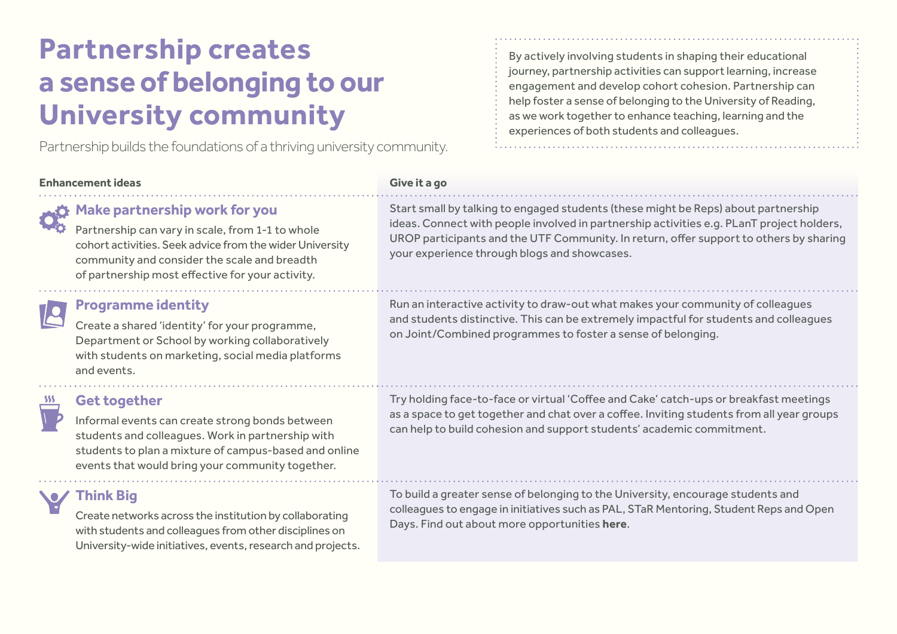# Partnership creates a sense of belonging to our University community

Partnership builds the foundations of a thriving university community.

By actively involving students in shaping their educational journey, partnership activities can support learning, increase engagement and develop cohort cohesion. Partnership can help foster a sense of belonging to the University of Reading, as we work together to enhance teaching, learning and the experiences of both students and colleagues.

| Enhancement ideas | Give it a go |
|---|---|
| **Make partnership work for you**<br>Partnership can vary in scale, from 1-1 to whole cohort activities. Seek advice from the wider University community and consider the scale and breadth of partnership most effective for your activity. | Start small by talking to engaged students (these might be Reps) about partnership ideas. Connect with people involved in partnership activities e.g. PLanT project holders, UROP participants and the UTF Community. In return, offer support to others by sharing your experience through blogs and showcases. |
| **Programme identity**<br>Create a shared 'identity' for your programme, Department or School by working collaboratively with students on marketing, social media platforms and events. | Run an interactive activity to draw-out what makes your community of colleagues and students distinctive. This can be extremely impactful for students and colleagues on Joint/Combined programmes to foster a sense of belonging. |
| **Get together**<br>Informal events can create strong bonds between students and colleagues. Work in partnership with students to plan a mixture of campus-based and online events that would bring your community together. | Try holding face-to-face or virtual 'Coffee and Cake' catch-ups or breakfast meetings as a space to get together and chat over a coffee. Inviting students from all year groups can help to build cohesion and support students' academic commitment. |
| **Think Big**<br>Create networks across the institution by collaborating with students and colleagues from other disciplines on University-wide initiatives, events, research and projects. | To build a greater sense of belonging to the University, encourage students and colleagues to engage in initiatives such as PAL, STaR Mentoring, Student Reps and Open Days. Find out about more opportunities **here**. |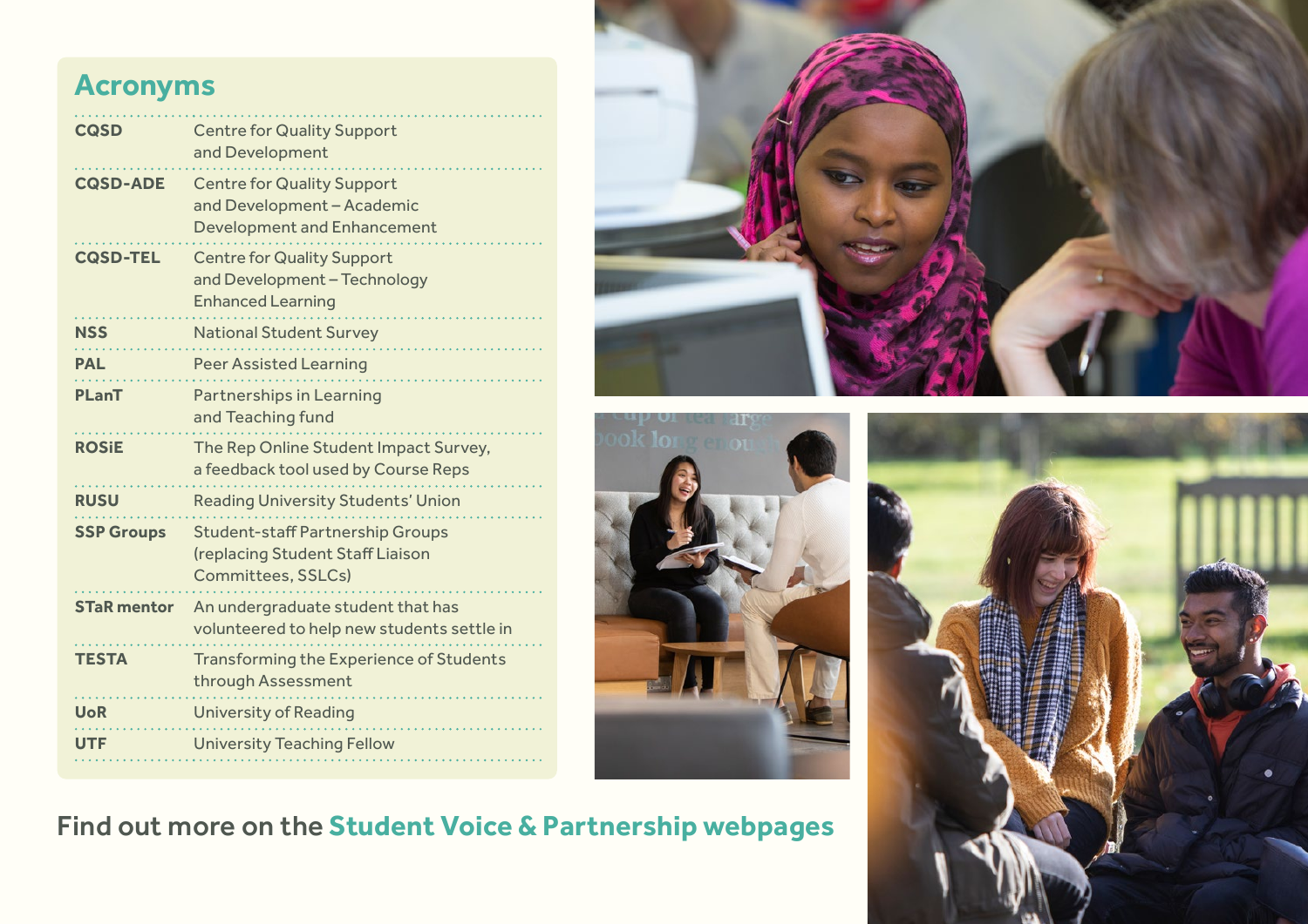## Acronyms

| | |
|---|---|
| **CQSD** | Centre for Quality Support and Development |
| **CQSD-ADE** | Centre for Quality Support and Development – Academic Development and Enhancement |
| **CQSD-TEL** | Centre for Quality Support and Development – Technology Enhanced Learning |
| **NSS** | National Student Survey |
| **PAL** | Peer Assisted Learning |
| **PLanT** | Partnerships in Learning and Teaching fund |
| **ROSiE** | The Rep Online Student Impact Survey, a feedback tool used by Course Reps |
| **RUSU** | Reading University Students' Union |
| **SSP Groups** | Student-staff Partnership Groups (replacing Student Staff Liaison Committees, SSLCs) |
| **STaR mentor** | An undergraduate student that has volunteered to help new students settle in |
| **TESTA** | Transforming the Experience of Students through Assessment |
| **UoR** | University of Reading |
| **UTF** | University Teaching Fellow |

Find out more on the **Student Voice & Partnership webpages**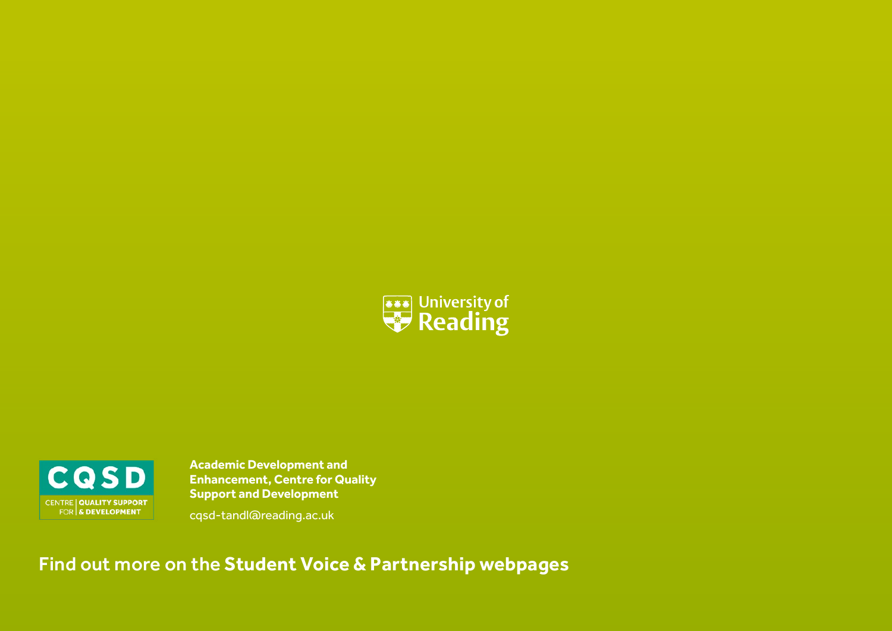University of Reading

CQSD

CENTRE FOR QUALITY SUPPORT & DEVELOPMENT

**Academic Development and Enhancement, Centre for Quality Support and Development**

cqsd-tandl@reading.ac.uk

Find out more on the **Student Voice & Partnership webpages**